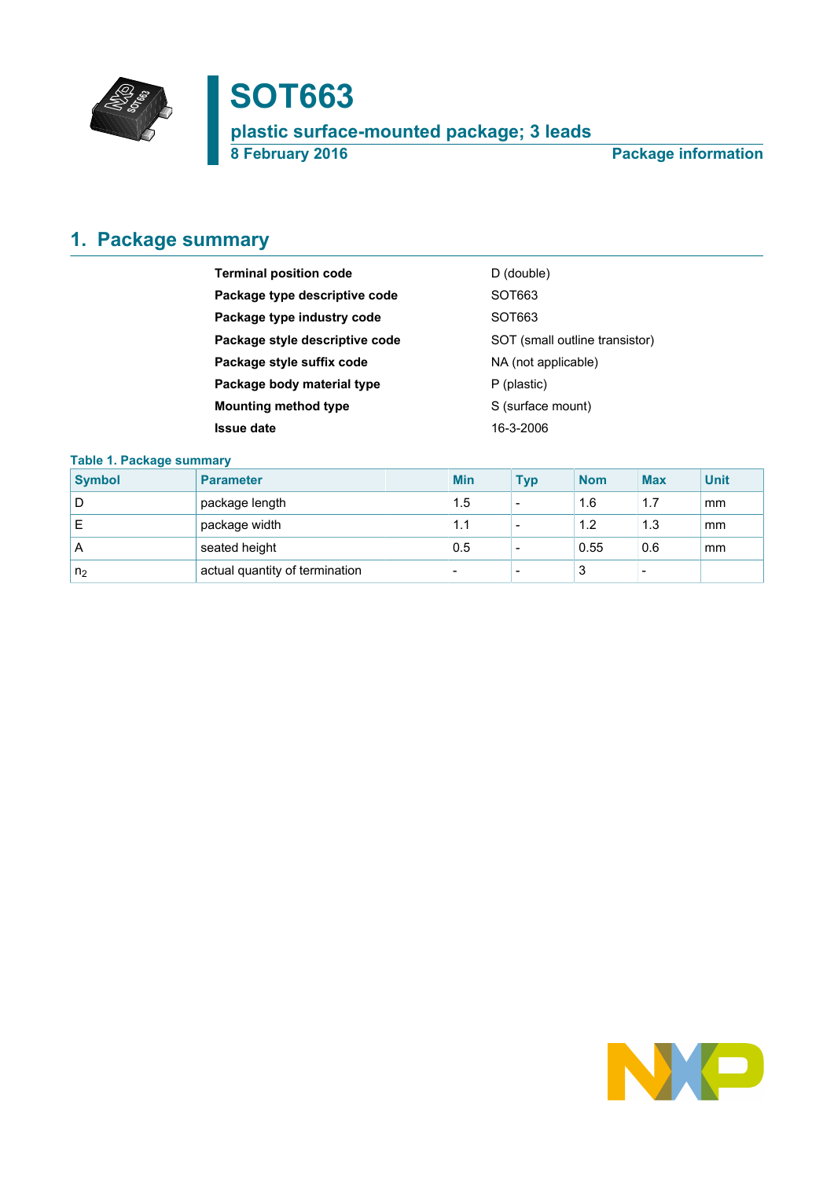# SOT663

## plastic surface-mounted package; 3 leads

**8 February 2016** **Package information**

## 1. Package summary

| | |
|---|---|
| **Terminal position code** | D (double) |
| **Package type descriptive code** | SOT663 |
| **Package type industry code** | SOT663 |
| **Package style descriptive code** | SOT (small outline transistor) |
| **Package style suffix code** | NA (not applicable) |
| **Package body material type** | P (plastic) |
| **Mounting method type** | S (surface mount) |
| **Issue date** | 16-3-2006 |

**Table 1. Package summary**

| Symbol | Parameter | Min | Typ | Nom | Max | Unit |
|---|---|---|---|---|---|---|
| D | package length | 1.5 | - | 1.6 | 1.7 | mm |
| E | package width | 1.1 | - | 1.2 | 1.3 | mm |
| A | seated height | 0.5 | - | 0.55 | 0.6 | mm |
| $n_2$ | actual quantity of termination | - | - | 3 | - | |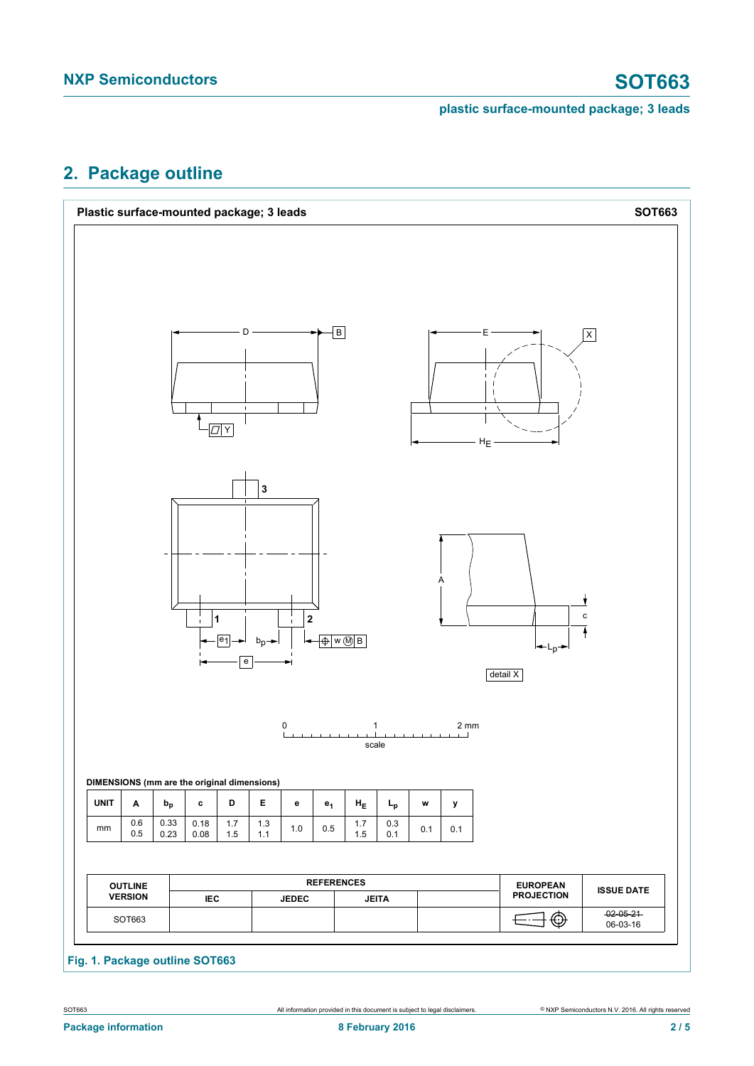## 2. Package outline

**Plastic surface-mounted package; 3 leads** **SOT663**

detail X

scale: 0 — 1 — 2 mm

**DIMENSIONS (mm are the original dimensions)**

| UNIT | A | $b_p$ | c | D | E | e | $e_1$ | $H_E$ | $L_p$ | w | y |
|---|---|---|---|---|---|---|---|---|---|---|---|
| mm | 0.6<br>0.5 | 0.33<br>0.23 | 0.18<br>0.08 | 1.7<br>1.5 | 1.3<br>1.1 | 1.0 | 0.5 | 1.7<br>1.5 | 0.3<br>0.1 | 0.1 | 0.1 |

| OUTLINE VERSION | REFERENCES | | | | EUROPEAN PROJECTION | ISSUE DATE |
|---|---|---|---|---|---|---|
| | IEC | JEDEC | JEITA | | | |
| SOT663 | | | | | | ~~02-05-21~~<br>06-03-16 |

**Fig. 1. Package outline SOT663**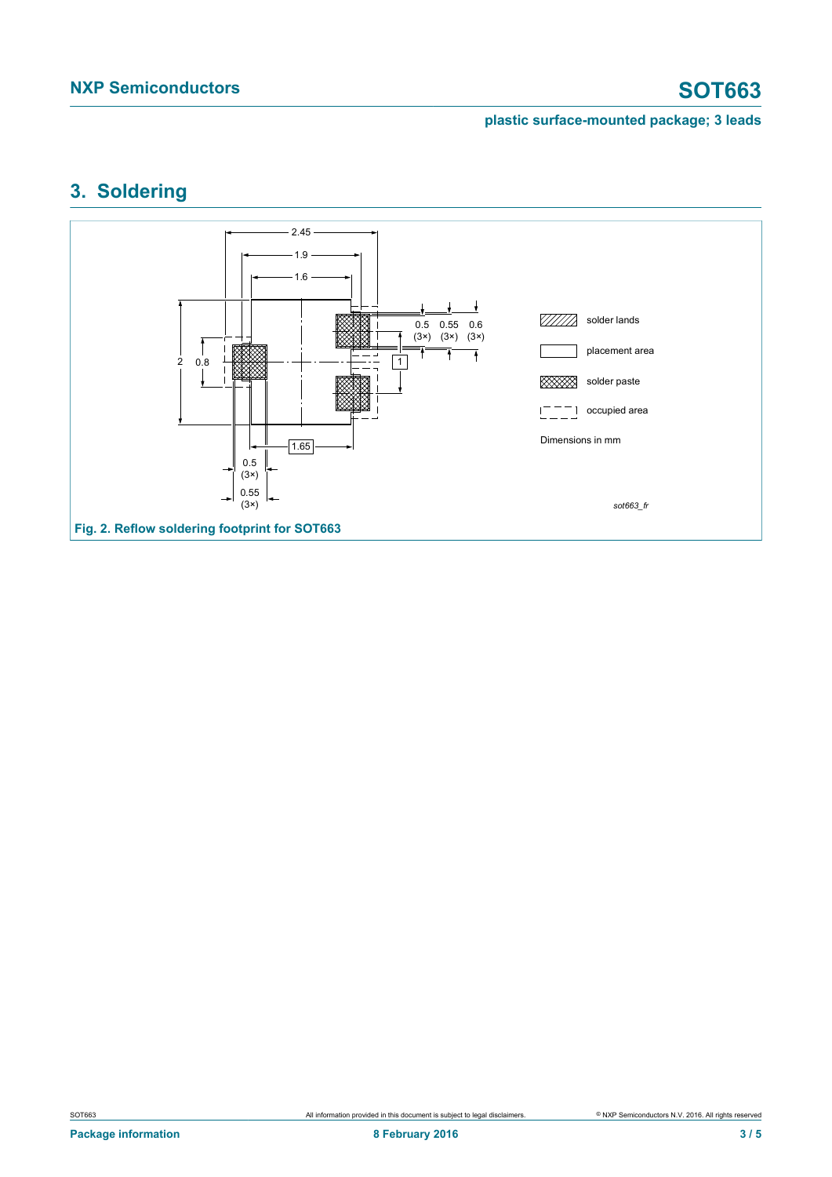## 3. Soldering

Fig. 2. Reflow soldering footprint for SOT663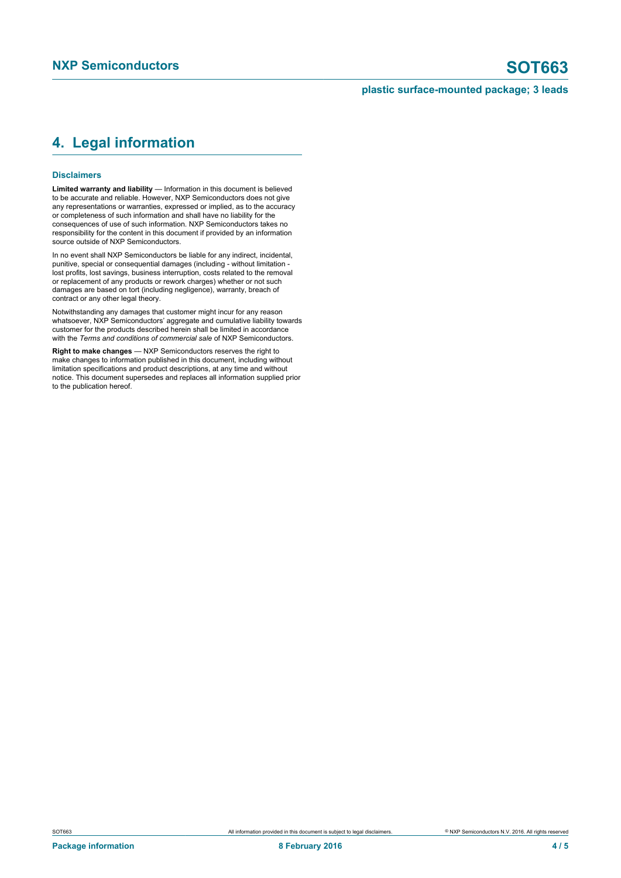## 4. Legal information

### Disclaimers

**Limited warranty and liability** — Information in this document is believed to be accurate and reliable. However, NXP Semiconductors does not give any representations or warranties, expressed or implied, as to the accuracy or completeness of such information and shall have no liability for the consequences of use of such information. NXP Semiconductors takes no responsibility for the content in this document if provided by an information source outside of NXP Semiconductors.

In no event shall NXP Semiconductors be liable for any indirect, incidental, punitive, special or consequential damages (including - without limitation - lost profits, lost savings, business interruption, costs related to the removal or replacement of any products or rework charges) whether or not such damages are based on tort (including negligence), warranty, breach of contract or any other legal theory.

Notwithstanding any damages that customer might incur for any reason whatsoever, NXP Semiconductors' aggregate and cumulative liability towards customer for the products described herein shall be limited in accordance with the *Terms and conditions of commercial sale* of NXP Semiconductors.

**Right to make changes** — NXP Semiconductors reserves the right to make changes to information published in this document, including without limitation specifications and product descriptions, at any time and without notice. This document supersedes and replaces all information supplied prior to the publication hereof.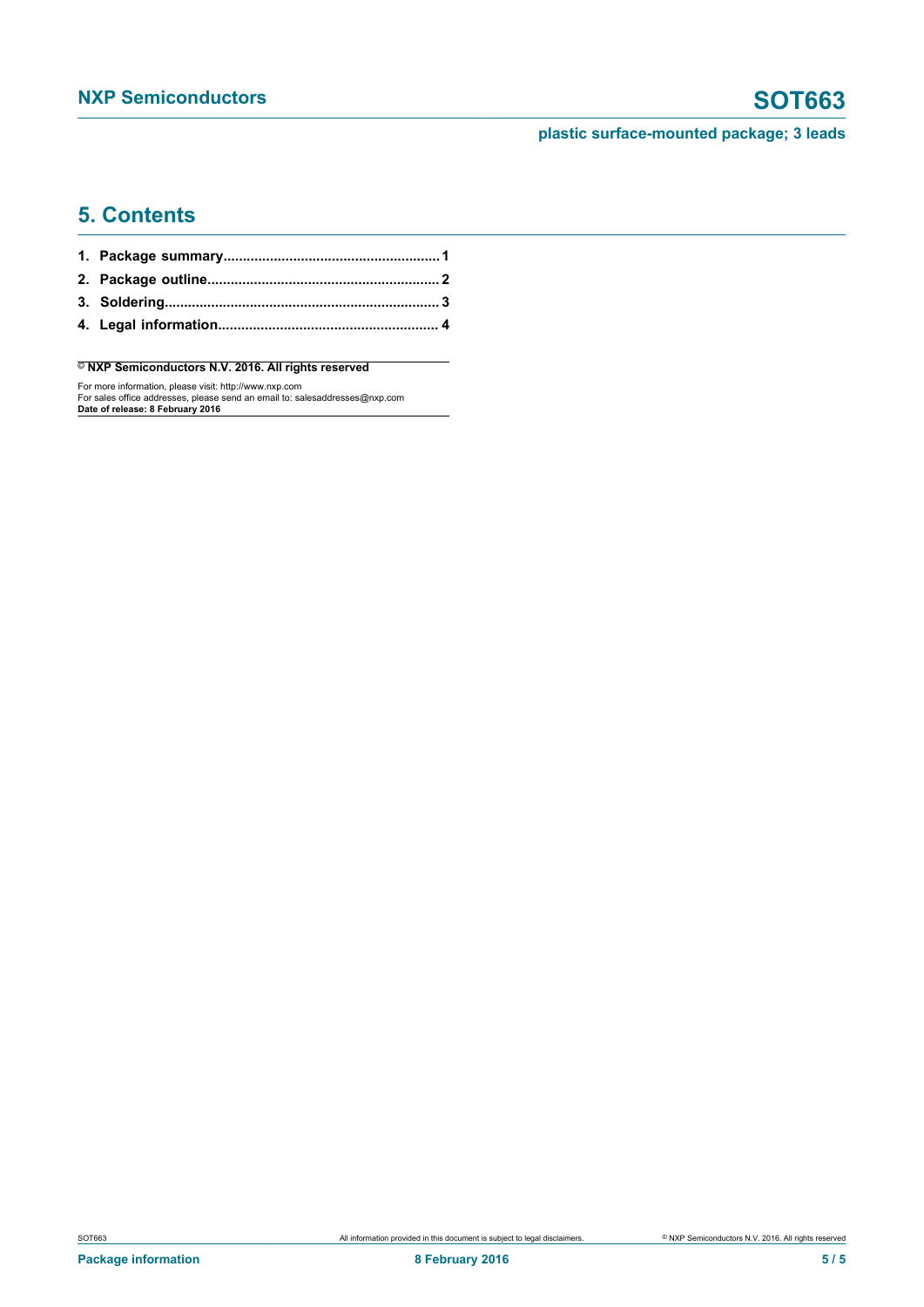## 5. Contents

**1. Package summary....................................................... 1**
**2. Package outline........................................................... 2**
**3. Soldering..................................................................... 3**
**4. Legal information........................................................ 4**

**© NXP Semiconductors N.V. 2016. All rights reserved**

For more information, please visit: http://www.nxp.com
For sales office addresses, please send an email to: salesaddresses@nxp.com
**Date of release: 8 February 2016**